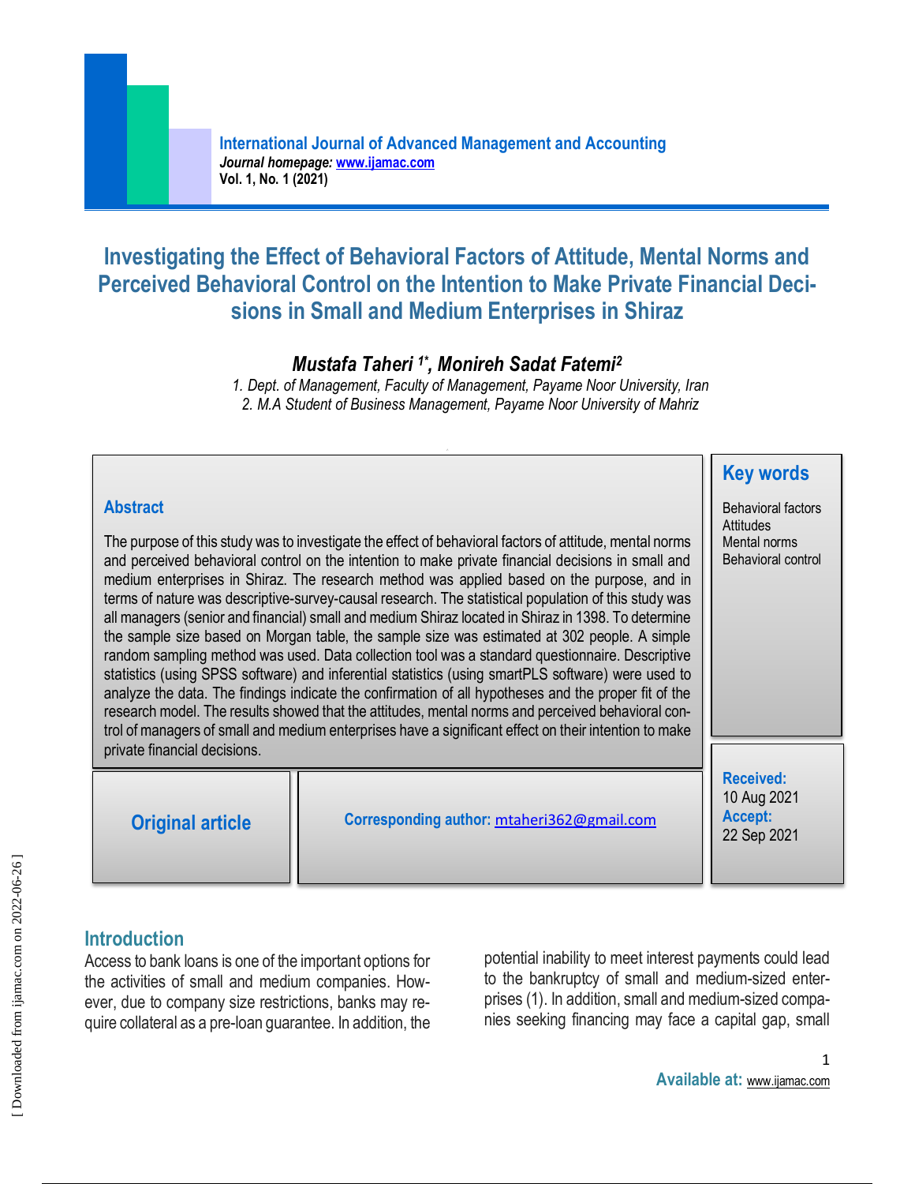# Investigating the Effect of Behavioral Factors of Attitude, Mental Norms and Perceived Behavioral Control on the Intention to Make Private Financial Decisions in Small and Medium Enterprises in Shiraz

***Mustafa Taheri*** [1*], ***Monireh Sadat Fatemi*** [2]

*1. Dept. of Management, Faculty of Management, Payame Noor University, Iran*
*2. M.A Student of Business Management, Payame Noor University of Mahriz*

## Abstract

The purpose of this study was to investigate the effect of behavioral factors of attitude, mental norms and perceived behavioral control on the intention to make private financial decisions in small and medium enterprises in Shiraz. The research method was applied based on the purpose, and in terms of nature was descriptive-survey-causal research. The statistical population of this study was all managers (senior and financial) small and medium Shiraz located in Shiraz in 1398. To determine the sample size based on Morgan table, the sample size was estimated at 302 people. A simple random sampling method was used. Data collection tool was a standard questionnaire. Descriptive statistics (using SPSS software) and inferential statistics (using smartPLS software) were used to analyze the data. The findings indicate the confirmation of all hypotheses and the proper fit of the research model. The results showed that the attitudes, mental norms and perceived behavioral control of managers of small and medium enterprises have a significant effect on their intention to make private financial decisions.

## Key words

Behavioral factors
Attitudes
Mental norms
Behavioral control

**Original article**

**Corresponding author:** mtaheri362@gmail.com

**Received:** 10 Aug 2021
**Accept:** 22 Sep 2021

## Introduction

Access to bank loans is one of the important options for the activities of small and medium companies. However, due to company size restrictions, banks may require collateral as a pre-loan guarantee. In addition, the potential inability to meet interest payments could lead to the bankruptcy of small and medium-sized enterprises (1). In addition, small and medium-sized companies seeking financing may face a capital gap, small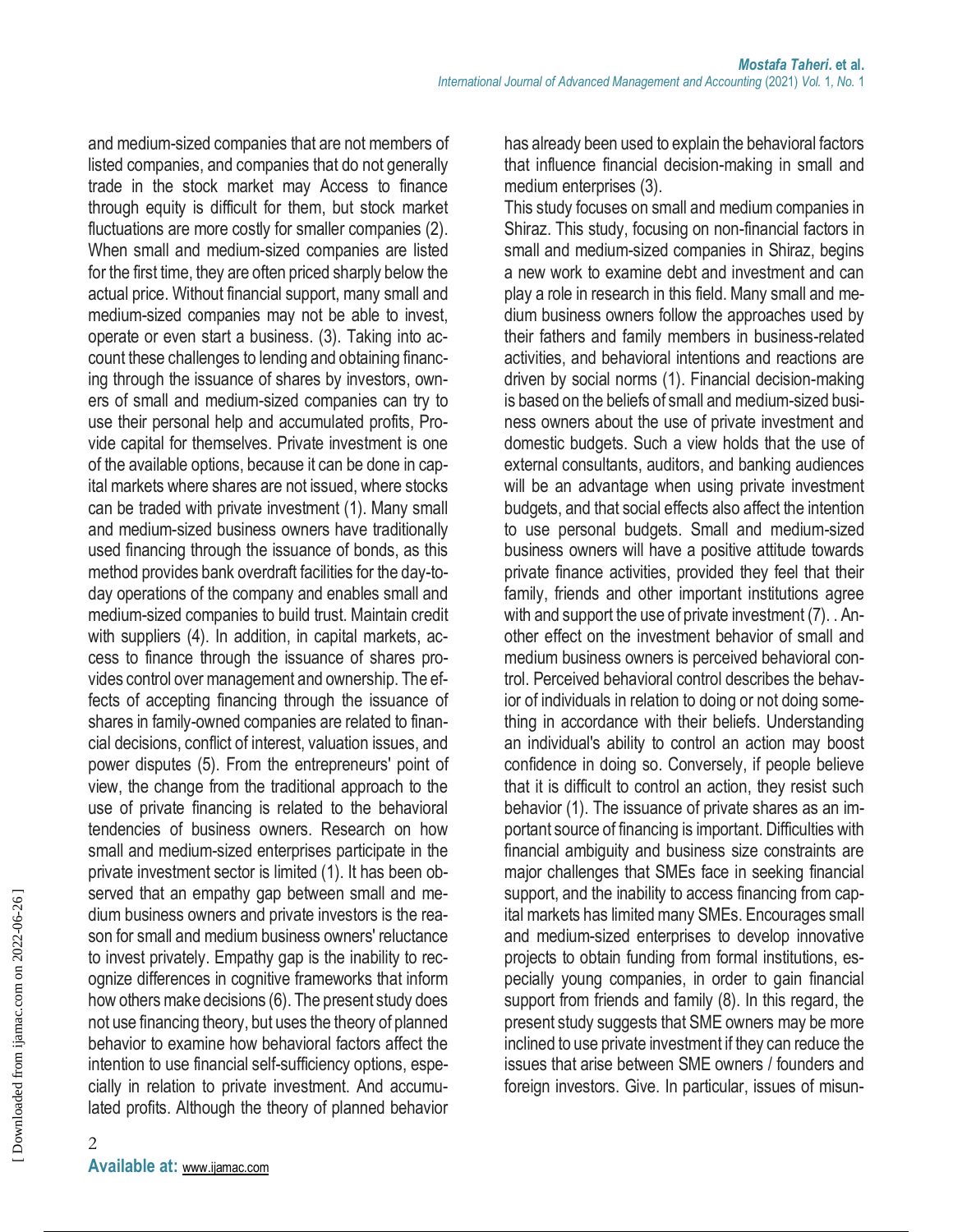and medium-sized companies that are not members of listed companies, and companies that do not generally trade in the stock market may Access to finance through equity is difficult for them, but stock market fluctuations are more costly for smaller companies (2). When small and medium-sized companies are listed for the first time, they are often priced sharply below the actual price. Without financial support, many small and medium-sized companies may not be able to invest, operate or even start a business. (3). Taking into account these challenges to lending and obtaining financing through the issuance of shares by investors, owners of small and medium-sized companies can try to use their personal help and accumulated profits, Provide capital for themselves. Private investment is one of the available options, because it can be done in capital markets where shares are not issued, where stocks can be traded with private investment (1). Many small and medium-sized business owners have traditionally used financing through the issuance of bonds, as this method provides bank overdraft facilities for the day-to-day operations of the company and enables small and medium-sized companies to build trust. Maintain credit with suppliers (4). In addition, in capital markets, access to finance through the issuance of shares provides control over management and ownership. The effects of accepting financing through the issuance of shares in family-owned companies are related to financial decisions, conflict of interest, valuation issues, and power disputes (5). From the entrepreneurs' point of view, the change from the traditional approach to the use of private financing is related to the behavioral tendencies of business owners. Research on how small and medium-sized enterprises participate in the private investment sector is limited (1). It has been observed that an empathy gap between small and medium business owners and private investors is the reason for small and medium business owners' reluctance to invest privately. Empathy gap is the inability to recognize differences in cognitive frameworks that inform how others make decisions (6). The present study does not use financing theory, but uses the theory of planned behavior to examine how behavioral factors affect the intention to use financial self-sufficiency options, especially in relation to private investment. And accumulated profits. Although the theory of planned behavior has already been used to explain the behavioral factors that influence financial decision-making in small and medium enterprises (3).

This study focuses on small and medium companies in Shiraz. This study, focusing on non-financial factors in small and medium-sized companies in Shiraz, begins a new work to examine debt and investment and can play a role in research in this field. Many small and medium business owners follow the approaches used by their fathers and family members in business-related activities, and behavioral intentions and reactions are driven by social norms (1). Financial decision-making is based on the beliefs of small and medium-sized business owners about the use of private investment and domestic budgets. Such a view holds that the use of external consultants, auditors, and banking audiences will be an advantage when using private investment budgets, and that social effects also affect the intention to use personal budgets. Small and medium-sized business owners will have a positive attitude towards private finance activities, provided they feel that their family, friends and other important institutions agree with and support the use of private investment (7). . Another effect on the investment behavior of small and medium business owners is perceived behavioral control. Perceived behavioral control describes the behavior of individuals in relation to doing or not doing something in accordance with their beliefs. Understanding an individual's ability to control an action may boost confidence in doing so. Conversely, if people believe that it is difficult to control an action, they resist such behavior (1). The issuance of private shares as an important source of financing is important. Difficulties with financial ambiguity and business size constraints are major challenges that SMEs face in seeking financial support, and the inability to access financing from capital markets has limited many SMEs. Encourages small and medium-sized enterprises to develop innovative projects to obtain funding from formal institutions, especially young companies, in order to gain financial support from friends and family (8). In this regard, the present study suggests that SME owners may be more inclined to use private investment if they can reduce the issues that arise between SME owners / founders and foreign investors. Give. In particular, issues of misun-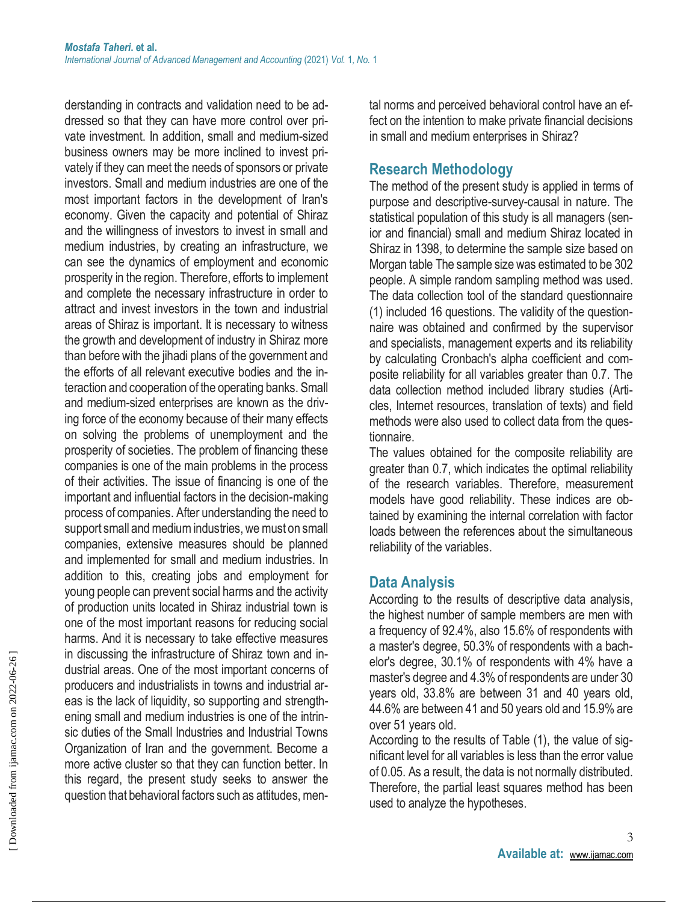derstanding in contracts and validation need to be addressed so that they can have more control over private investment. In addition, small and medium-sized business owners may be more inclined to invest privately if they can meet the needs of sponsors or private investors. Small and medium industries are one of the most important factors in the development of Iran's economy. Given the capacity and potential of Shiraz and the willingness of investors to invest in small and medium industries, by creating an infrastructure, we can see the dynamics of employment and economic prosperity in the region. Therefore, efforts to implement and complete the necessary infrastructure in order to attract and invest investors in the town and industrial areas of Shiraz is important. It is necessary to witness the growth and development of industry in Shiraz more than before with the jihadi plans of the government and the efforts of all relevant executive bodies and the interaction and cooperation of the operating banks. Small and medium-sized enterprises are known as the driving force of the economy because of their many effects on solving the problems of unemployment and the prosperity of societies. The problem of financing these companies is one of the main problems in the process of their activities. The issue of financing is one of the important and influential factors in the decision-making process of companies. After understanding the need to support small and medium industries, we must on small companies, extensive measures should be planned and implemented for small and medium industries. In addition to this, creating jobs and employment for young people can prevent social harms and the activity of production units located in Shiraz industrial town is one of the most important reasons for reducing social harms. And it is necessary to take effective measures in discussing the infrastructure of Shiraz town and industrial areas. One of the most important concerns of producers and industrialists in towns and industrial areas is the lack of liquidity, so supporting and strengthening small and medium industries is one of the intrinsic duties of the Small Industries and Industrial Towns Organization of Iran and the government. Become a more active cluster so that they can function better. In this regard, the present study seeks to answer the question that behavioral factors such as attitudes, mental norms and perceived behavioral control have an effect on the intention to make private financial decisions in small and medium enterprises in Shiraz?

## Research Methodology

The method of the present study is applied in terms of purpose and descriptive-survey-causal in nature. The statistical population of this study is all managers (senior and financial) small and medium Shiraz located in Shiraz in 1398, to determine the sample size based on Morgan table The sample size was estimated to be 302 people. A simple random sampling method was used. The data collection tool of the standard questionnaire (1) included 16 questions. The validity of the questionnaire was obtained and confirmed by the supervisor and specialists, management experts and its reliability by calculating Cronbach's alpha coefficient and composite reliability for all variables greater than 0.7. The data collection method included library studies (Articles, Internet resources, translation of texts) and field methods were also used to collect data from the questionnaire.

The values obtained for the composite reliability are greater than 0.7, which indicates the optimal reliability of the research variables. Therefore, measurement models have good reliability. These indices are obtained by examining the internal correlation with factor loads between the references about the simultaneous reliability of the variables.

## Data Analysis

According to the results of descriptive data analysis, the highest number of sample members are men with a frequency of 92.4%, also 15.6% of respondents with a master's degree, 50.3% of respondents with a bachelor's degree, 30.1% of respondents with 4% have a master's degree and 4.3% of respondents are under 30 years old, 33.8% are between 31 and 40 years old, 44.6% are between 41 and 50 years old and 15.9% are over 51 years old.

According to the results of Table (1), the value of significant level for all variables is less than the error value of 0.05. As a result, the data is not normally distributed. Therefore, the partial least squares method has been used to analyze the hypotheses.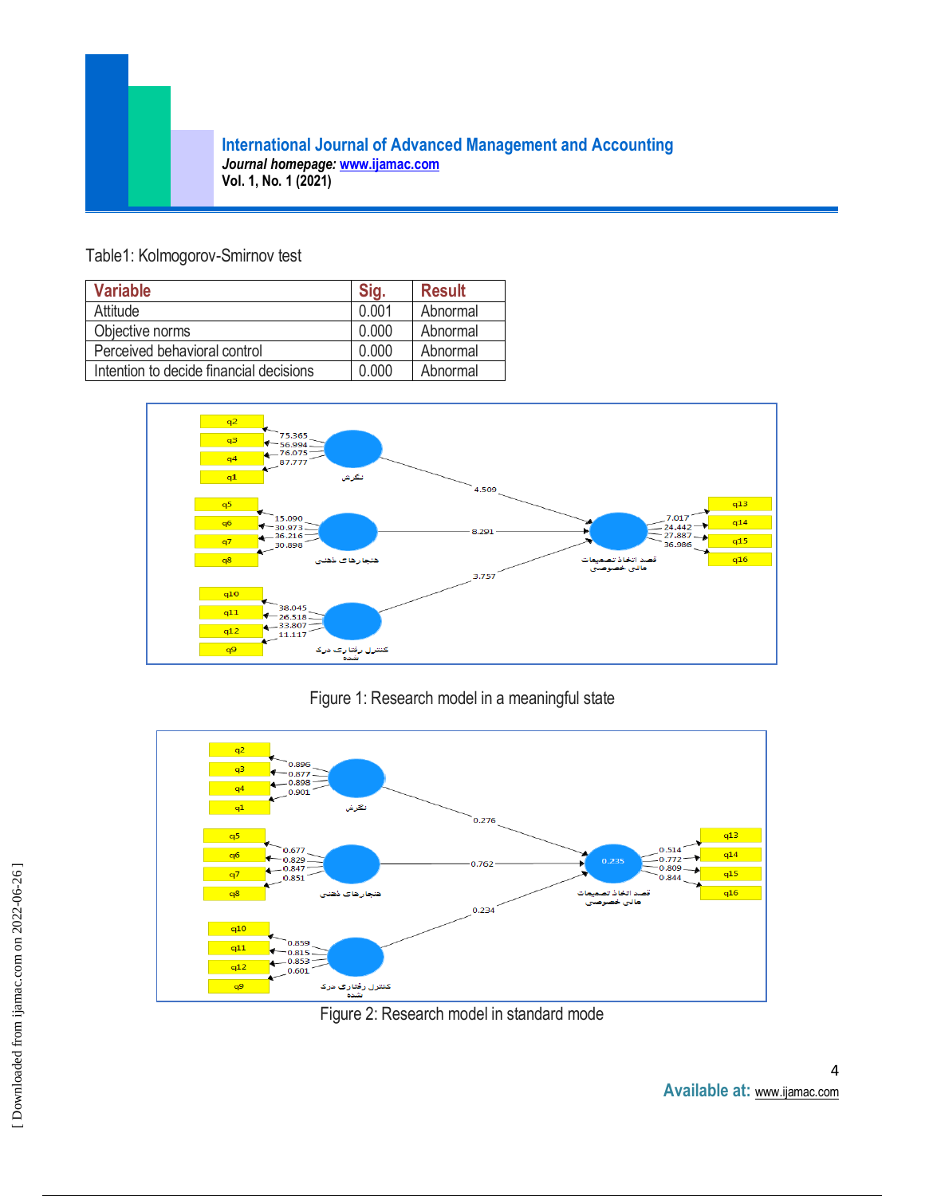Table1: Kolmogorov-Smirnov test

| Variable | Sig. | Result |
|---|---|---|
| Attitude | 0.001 | Abnormal |
| Objective norms | 0.000 | Abnormal |
| Perceived behavioral control | 0.000 | Abnormal |
| Intention to decide financial decisions | 0.000 | Abnormal |

Figure 1: Research model in a meaningful state

Figure 2: Research model in standard mode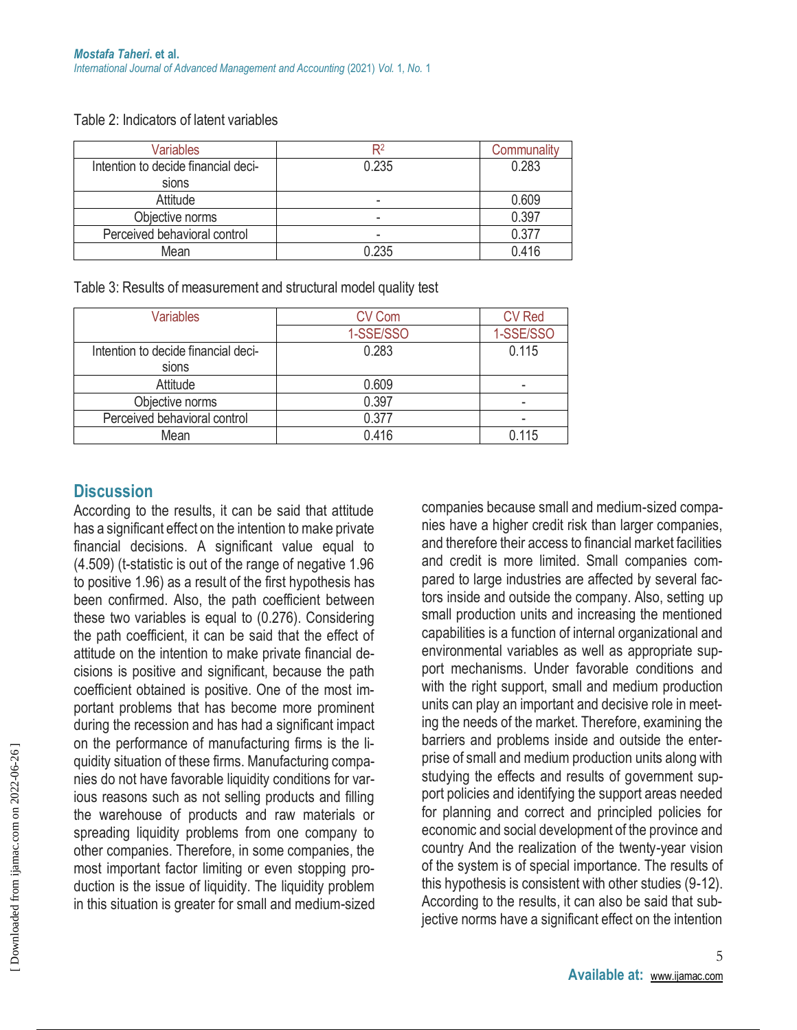Table 2: Indicators of latent variables

| Variables | $R^2$ | Communality |
|---|---|---|
| Intention to decide financial decisions | 0.235 | 0.283 |
| Attitude | - | 0.609 |
| Objective norms | - | 0.397 |
| Perceived behavioral control | - | 0.377 |
| Mean | 0.235 | 0.416 |

Table 3: Results of measurement and structural model quality test

| Variables | CV Com | CV Red |
|---|---|---|
| | 1-SSE/SSO | 1-SSE/SSO |
| Intention to decide financial decisions | 0.283 | 0.115 |
| Attitude | 0.609 | - |
| Objective norms | 0.397 | - |
| Perceived behavioral control | 0.377 | - |
| Mean | 0.416 | 0.115 |

## Discussion

According to the results, it can be said that attitude has a significant effect on the intention to make private financial decisions. A significant value equal to (4.509) (t-statistic is out of the range of negative 1.96 to positive 1.96) as a result of the first hypothesis has been confirmed. Also, the path coefficient between these two variables is equal to (0.276). Considering the path coefficient, it can be said that the effect of attitude on the intention to make private financial decisions is positive and significant, because the path coefficient obtained is positive. One of the most important problems that has become more prominent during the recession and has had a significant impact on the performance of manufacturing firms is the liquidity situation of these firms. Manufacturing companies do not have favorable liquidity conditions for various reasons such as not selling products and filling the warehouse of products and raw materials or spreading liquidity problems from one company to other companies. Therefore, in some companies, the most important factor limiting or even stopping production is the issue of liquidity. The liquidity problem in this situation is greater for small and medium-sized companies because small and medium-sized companies have a higher credit risk than larger companies, and therefore their access to financial market facilities and credit is more limited. Small companies compared to large industries are affected by several factors inside and outside the company. Also, setting up small production units and increasing the mentioned capabilities is a function of internal organizational and environmental variables as well as appropriate support mechanisms. Under favorable conditions and with the right support, small and medium production units can play an important and decisive role in meeting the needs of the market. Therefore, examining the barriers and problems inside and outside the enterprise of small and medium production units along with studying the effects and results of government support policies and identifying the support areas needed for planning and correct and principled policies for economic and social development of the province and country And the realization of the twenty-year vision of the system is of special importance. The results of this hypothesis is consistent with other studies (9-12). According to the results, it can also be said that subjective norms have a significant effect on the intention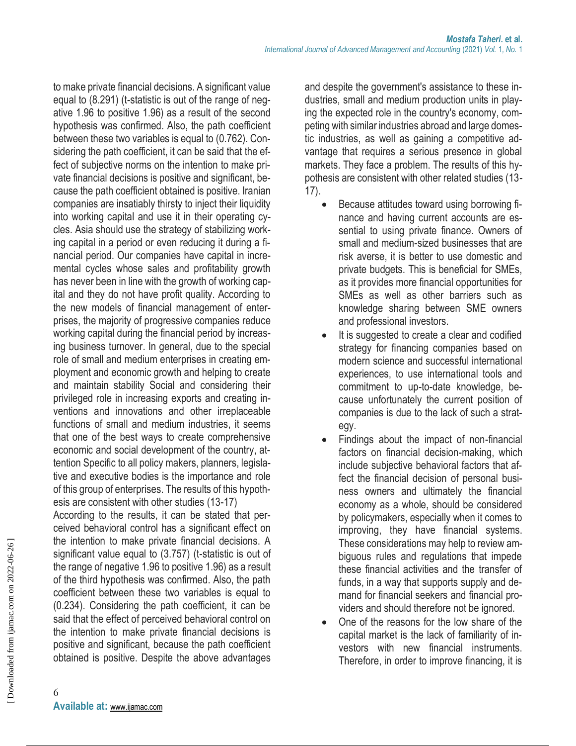to make private financial decisions. A significant value equal to (8.291) (t-statistic is out of the range of negative 1.96 to positive 1.96) as a result of the second hypothesis was confirmed. Also, the path coefficient between these two variables is equal to (0.762). Considering the path coefficient, it can be said that the effect of subjective norms on the intention to make private financial decisions is positive and significant, because the path coefficient obtained is positive. Iranian companies are insatiably thirsty to inject their liquidity into working capital and use it in their operating cycles. Asia should use the strategy of stabilizing working capital in a period or even reducing it during a financial period. Our companies have capital in incremental cycles whose sales and profitability growth has never been in line with the growth of working capital and they do not have profit quality. According to the new models of financial management of enterprises, the majority of progressive companies reduce working capital during the financial period by increasing business turnover. In general, due to the special role of small and medium enterprises in creating employment and economic growth and helping to create and maintain stability Social and considering their privileged role in increasing exports and creating inventions and innovations and other irreplaceable functions of small and medium industries, it seems that one of the best ways to create comprehensive economic and social development of the country, attention Specific to all policy makers, planners, legislative and executive bodies is the importance and role of this group of enterprises. The results of this hypothesis are consistent with other studies (13-17)

According to the results, it can be stated that perceived behavioral control has a significant effect on the intention to make private financial decisions. A significant value equal to (3.757) (t-statistic is out of the range of negative 1.96 to positive 1.96) as a result of the third hypothesis was confirmed. Also, the path coefficient between these two variables is equal to (0.234). Considering the path coefficient, it can be said that the effect of perceived behavioral control on the intention to make private financial decisions is positive and significant, because the path coefficient obtained is positive. Despite the above advantages and despite the government's assistance to these industries, small and medium production units in playing the expected role in the country's economy, competing with similar industries abroad and large domestic industries, as well as gaining a competitive advantage that requires a serious presence in global markets. They face a problem. The results of this hypothesis are consistent with other related studies (13-17).

- Because attitudes toward using borrowing finance and having current accounts are essential to using private finance. Owners of small and medium-sized businesses that are risk averse, it is better to use domestic and private budgets. This is beneficial for SMEs, as it provides more financial opportunities for SMEs as well as other barriers such as knowledge sharing between SME owners and professional investors.
- It is suggested to create a clear and codified strategy for financing companies based on modern science and successful international experiences, to use international tools and commitment to up-to-date knowledge, because unfortunately the current position of companies is due to the lack of such a strategy.
- Findings about the impact of non-financial factors on financial decision-making, which include subjective behavioral factors that affect the financial decision of personal business owners and ultimately the financial economy as a whole, should be considered by policymakers, especially when it comes to improving, they have financial systems. These considerations may help to review ambiguous rules and regulations that impede these financial activities and the transfer of funds, in a way that supports supply and demand for financial seekers and financial providers and should therefore not be ignored.
- One of the reasons for the low share of the capital market is the lack of familiarity of investors with new financial instruments. Therefore, in order to improve financing, it is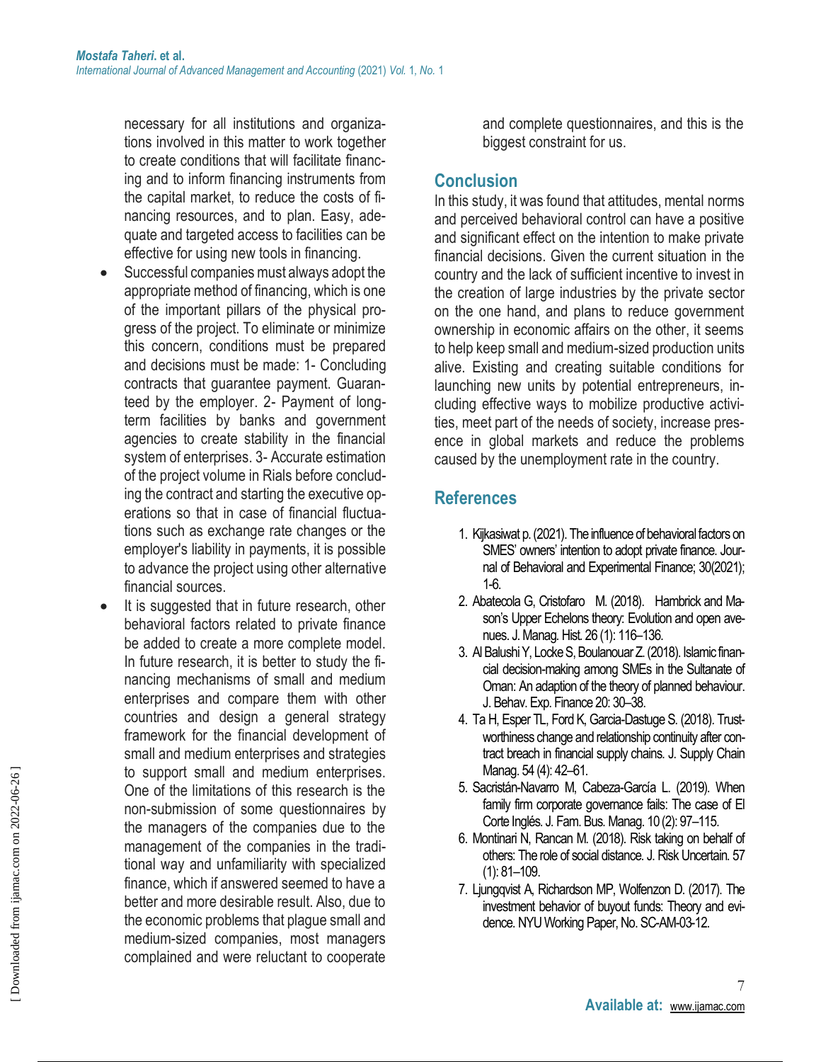necessary for all institutions and organizations involved in this matter to work together to create conditions that will facilitate financing and to inform financing instruments from the capital market, to reduce the costs of financing resources, and to plan. Easy, adequate and targeted access to facilities can be effective for using new tools in financing.

- Successful companies must always adopt the appropriate method of financing, which is one of the important pillars of the physical progress of the project. To eliminate or minimize this concern, conditions must be prepared and decisions must be made: 1- Concluding contracts that guarantee payment. Guaranteed by the employer. 2- Payment of long-term facilities by banks and government agencies to create stability in the financial system of enterprises. 3- Accurate estimation of the project volume in Rials before concluding the contract and starting the executive operations so that in case of financial fluctuations such as exchange rate changes or the employer's liability in payments, it is possible to advance the project using other alternative financial sources.
- It is suggested that in future research, other behavioral factors related to private finance be added to create a more complete model. In future research, it is better to study the financing mechanisms of small and medium enterprises and compare them with other countries and design a general strategy framework for the financial development of small and medium enterprises and strategies to support small and medium enterprises. One of the limitations of this research is the non-submission of some questionnaires by the managers of the companies due to the management of the companies in the traditional way and unfamiliarity with specialized finance, which if answered seemed to have a better and more desirable result. Also, due to the economic problems that plague small and medium-sized companies, most managers complained and were reluctant to cooperate and complete questionnaires, and this is the biggest constraint for us.

## Conclusion

In this study, it was found that attitudes, mental norms and perceived behavioral control can have a positive and significant effect on the intention to make private financial decisions. Given the current situation in the country and the lack of sufficient incentive to invest in the creation of large industries by the private sector on the one hand, and plans to reduce government ownership in economic affairs on the other, it seems to help keep small and medium-sized production units alive. Existing and creating suitable conditions for launching new units by potential entrepreneurs, including effective ways to mobilize productive activities, meet part of the needs of society, increase presence in global markets and reduce the problems caused by the unemployment rate in the country.

## References

1. Kijkasiwat p. (2021). The influence of behavioral factors on SMES' owners' intention to adopt private finance. Journal of Behavioral and Experimental Finance; 30(2021); 1-6.
2. Abatecola G, Cristofaro M. (2018). Hambrick and Mason's Upper Echelons theory: Evolution and open avenues. J. Manag. Hist. 26 (1): 116–136.
3. Al Balushi Y, Locke S, Boulanouar Z. (2018). Islamic financial decision-making among SMEs in the Sultanate of Oman: An adaption of the theory of planned behaviour. J. Behav. Exp. Finance 20: 30–38.
4. Ta H, Esper TL, Ford K, Garcia-Dastuge S. (2018). Trustworthiness change and relationship continuity after contract breach in financial supply chains. J. Supply Chain Manag. 54 (4): 42–61.
5. Sacristán-Navarro M, Cabeza-García L. (2019). When family firm corporate governance fails: The case of El Corte Inglés. J. Fam. Bus. Manag. 10 (2): 97–115.
6. Montinari N, Rancan M. (2018). Risk taking on behalf of others: The role of social distance. J. Risk Uncertain. 57 (1): 81–109.
7. Ljungqvist A, Richardson MP, Wolfenzon D. (2017). The investment behavior of buyout funds: Theory and evidence. NYU Working Paper, No. SC-AM-03-12.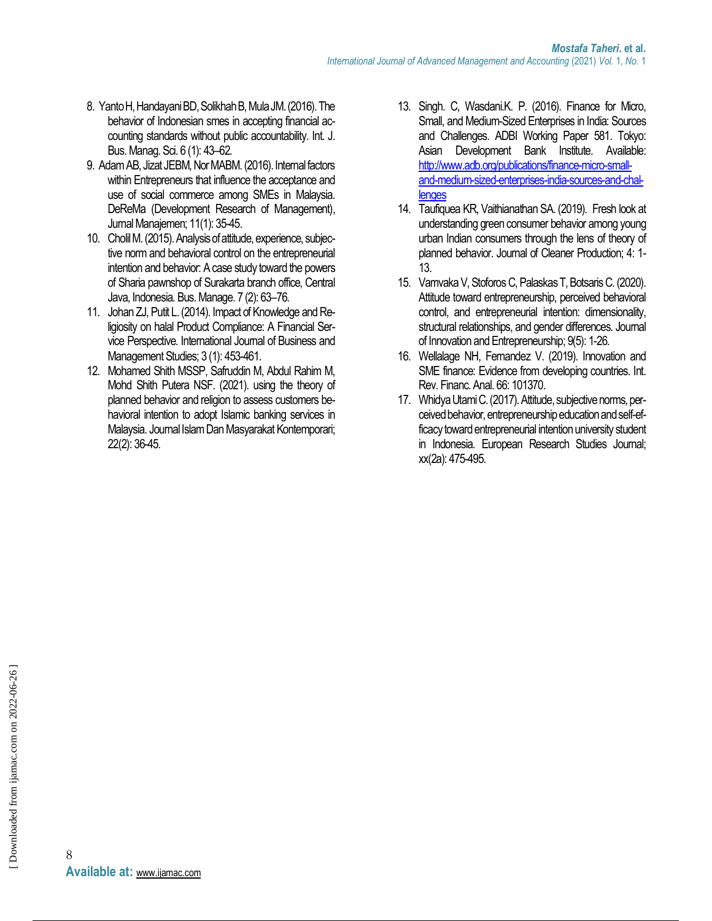8. Yanto H, Handayani BD, Solikhah B, Mula JM. (2016). The behavior of Indonesian smes in accepting financial accounting standards without public accountability. Int. J. Bus. Manag. Sci. 6 (1): 43–62.
9. Adam AB, Jizat JEBM, Nor MABM. (2016). Internal factors within Entrepreneurs that influence the acceptance and use of social commerce among SMEs in Malaysia. DeReMa (Development Research of Management), Jurnal Manajemen; 11(1): 35-45.
10. Cholil M. (2015). Analysis of attitude, experience, subjective norm and behavioral control on the entrepreneurial intention and behavior: A case study toward the powers of Sharia pawnshop of Surakarta branch office, Central Java, Indonesia. Bus. Manage. 7 (2): 63–76.
11. Johan ZJ, Putit L. (2014). Impact of Knowledge and Religiosity on halal Product Compliance: A Financial Service Perspective. International Journal of Business and Management Studies; 3 (1): 453-461.
12. Mohamed Shith MSSP, Safruddin M, Abdul Rahim M, Mohd Shith Putera NSF. (2021). using the theory of planned behavior and religion to assess customers behavioral intention to adopt Islamic banking services in Malaysia. Journal Islam Dan Masyarakat Kontemporari; 22(2): 36-45.
13. Singh. C, Wasdani.K. P. (2016). Finance for Micro, Small, and Medium-Sized Enterprises in India: Sources and Challenges. ADBI Working Paper 581. Tokyo: Asian Development Bank Institute. Available: http://www.adb.org/publications/finance-micro-small-and-medium-sized-enterprises-india-sources-and-challenges
14. Taufiquea KR, Vaithianathan SA. (2019). Fresh look at understanding green consumer behavior among young urban Indian consumers through the lens of theory of planned behavior. Journal of Cleaner Production; 4: 1-13.
15. Vamvaka V, Stoforos C, Palaskas T, Botsaris C. (2020). Attitude toward entrepreneurship, perceived behavioral control, and entrepreneurial intention: dimensionality, structural relationships, and gender differences. Journal of Innovation and Entrepreneurship; 9(5): 1-26.
16. Wellalage NH, Fernandez V. (2019). Innovation and SME finance: Evidence from developing countries. Int. Rev. Financ. Anal. 66: 101370.
17. Whidya Utami C. (2017). Attitude, subjective norms, perceived behavior, entrepreneurship education and self-efficacy toward entrepreneurial intention university student in Indonesia. European Research Studies Journal; xx(2a): 475-495.